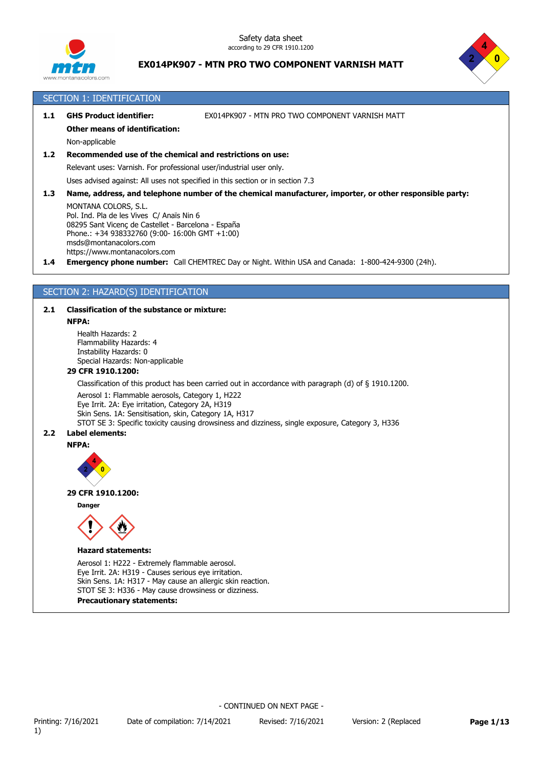Safety data sheet
according to 29 CFR 1910.1200

# EX014PK907 - MTN PRO TWO COMPONENT VARNISH MATT

## SECTION 1: IDENTIFICATION

**1.1 GHS Product identifier:** EX014PK907 - MTN PRO TWO COMPONENT VARNISH MATT

**Other means of identification:**

Non-applicable

**1.2 Recommended use of the chemical and restrictions on use:**

Relevant uses: Varnish. For professional user/industrial user only.

Uses advised against: All uses not specified in this section or in section 7.3

**1.3 Name, address, and telephone number of the chemical manufacturer, importer, or other responsible party:**

MONTANA COLORS, S.L.
Pol. Ind. Pla de les Vives C/ Anaïs Nin 6
08295 Sant Vicenç de Castellet - Barcelona - España
Phone.: +34 938332760 (9:00- 16:00h GMT +1:00)
msds@montanacolors.com
https://www.montanacolors.com

**1.4 Emergency phone number:** Call CHEMTREC Day or Night. Within USA and Canada: 1-800-424-9300 (24h).

## SECTION 2: HAZARD(S) IDENTIFICATION

**2.1 Classification of the substance or mixture:**

**NFPA:**

Health Hazards: 2
Flammability Hazards: 4
Instability Hazards: 0
Special Hazards: Non-applicable

**29 CFR 1910.1200:**

Classification of this product has been carried out in accordance with paragraph (d) of § 1910.1200.

Aerosol 1: Flammable aerosols, Category 1, H222
Eye Irrit. 2A: Eye irritation, Category 2A, H319
Skin Sens. 1A: Sensitisation, skin, Category 1A, H317
STOT SE 3: Specific toxicity causing drowsiness and dizziness, single exposure, Category 3, H336

**2.2 Label elements:**

**NFPA:**

**29 CFR 1910.1200:**

**Danger**

**Hazard statements:**

Aerosol 1: H222 - Extremely flammable aerosol.
Eye Irrit. 2A: H319 - Causes serious eye irritation.
Skin Sens. 1A: H317 - May cause an allergic skin reaction.
STOT SE 3: H336 - May cause drowsiness or dizziness.

**Precautionary statements:**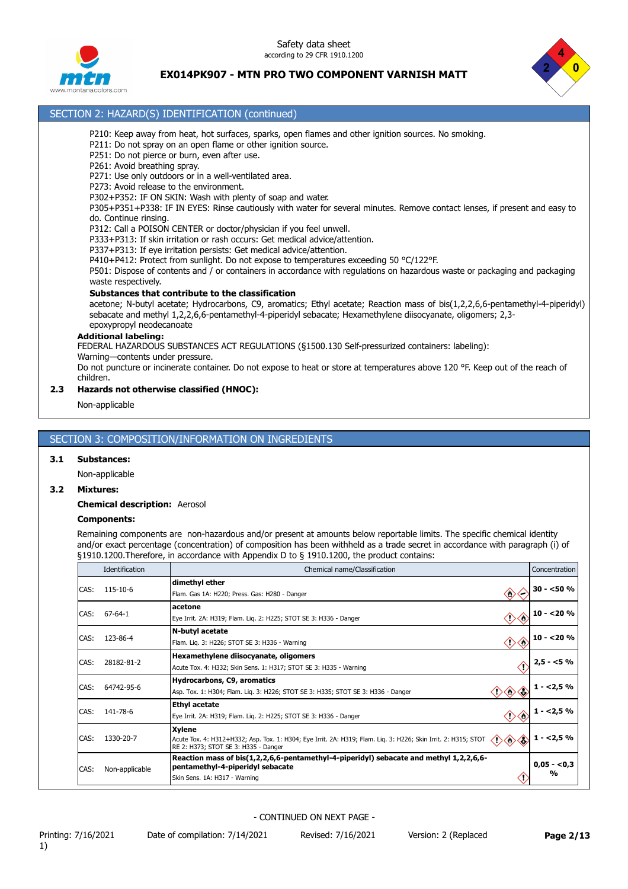## SECTION 2: HAZARD(S) IDENTIFICATION (continued)

P210: Keep away from heat, hot surfaces, sparks, open flames and other ignition sources. No smoking.
P211: Do not spray on an open flame or other ignition source.
P251: Do not pierce or burn, even after use.
P261: Avoid breathing spray.
P271: Use only outdoors or in a well-ventilated area.
P273: Avoid release to the environment.
P302+P352: IF ON SKIN: Wash with plenty of soap and water.
P305+P351+P338: IF IN EYES: Rinse cautiously with water for several minutes. Remove contact lenses, if present and easy to do. Continue rinsing.
P312: Call a POISON CENTER or doctor/physician if you feel unwell.
P333+P313: If skin irritation or rash occurs: Get medical advice/attention.
P337+P313: If eye irritation persists: Get medical advice/attention.
P410+P412: Protect from sunlight. Do not expose to temperatures exceeding 50 °C/122°F.
P501: Dispose of contents and / or containers in accordance with regulations on hazardous waste or packaging and packaging waste respectively.

**Substances that contribute to the classification**

acetone; N-butyl acetate; Hydrocarbons, C9, aromatics; Ethyl acetate; Reaction mass of bis(1,2,2,6,6-pentamethyl-4-piperidyl) sebacate and methyl 1,2,2,6,6-pentamethyl-4-piperidyl sebacate; Hexamethylene diisocyanate, oligomers; 2,3-epoxypropyl neodecanoate

**Additional labeling:**

FEDERAL HAZARDOUS SUBSTANCES ACT REGULATIONS (§1500.130 Self-pressurized containers: labeling):
Warning—contents under pressure.
Do not puncture or incinerate container. Do not expose to heat or store at temperatures above 120 °F. Keep out of the reach of children.

**2.3 Hazards not otherwise classified (HNOC):**

Non-applicable

## SECTION 3: COMPOSITION/INFORMATION ON INGREDIENTS

**3.1 Substances:**

Non-applicable

**3.2 Mixtures:**

**Chemical description:** Aerosol

**Components:**

Remaining components are non-hazardous and/or present at amounts below reportable limits. The specific chemical identity and/or exact percentage (concentration) of composition has been withheld as a trade secret in accordance with paragraph (i) of §1910.1200.Therefore, in accordance with Appendix D to § 1910.1200, the product contains:

| Identification | Chemical name/Classification | Concentration |
|---|---|---|
| CAS: 115-10-6 | **dimethyl ether**<br>Flam. Gas 1A: H220; Press. Gas: H280 - Danger | **30 - <50 %** |
| CAS: 67-64-1 | **acetone**<br>Eye Irrit. 2A: H319; Flam. Liq. 2: H225; STOT SE 3: H336 - Danger | **10 - <20 %** |
| CAS: 123-86-4 | **N-butyl acetate**<br>Flam. Liq. 3: H226; STOT SE 3: H336 - Warning | **10 - <20 %** |
| CAS: 28182-81-2 | **Hexamethylene diisocyanate, oligomers**<br>Acute Tox. 4: H332; Skin Sens. 1: H317; STOT SE 3: H335 - Warning | **2,5 - <5 %** |
| CAS: 64742-95-6 | **Hydrocarbons, C9, aromatics**<br>Asp. Tox. 1: H304; Flam. Liq. 3: H226; STOT SE 3: H335; STOT SE 3: H336 - Danger | **1 - <2,5 %** |
| CAS: 141-78-6 | **Ethyl acetate**<br>Eye Irrit. 2A: H319; Flam. Liq. 2: H225; STOT SE 3: H336 - Danger | **1 - <2,5 %** |
| CAS: 1330-20-7 | **Xylene**<br>Acute Tox. 4: H312+H332; Asp. Tox. 1: H304; Eye Irrit. 2A: H319; Flam. Liq. 3: H226; Skin Irrit. 2: H315; STOT RE 2: H373; STOT SE 3: H335 - Danger | **1 - <2,5 %** |
| CAS: Non-applicable | **Reaction mass of bis(1,2,2,6,6-pentamethyl-4-piperidyl) sebacate and methyl 1,2,2,6,6-pentamethyl-4-piperidyl sebacate**<br>Skin Sens. 1A: H317 - Warning | **0,05 - <0,3 %** |

- CONTINUED ON NEXT PAGE -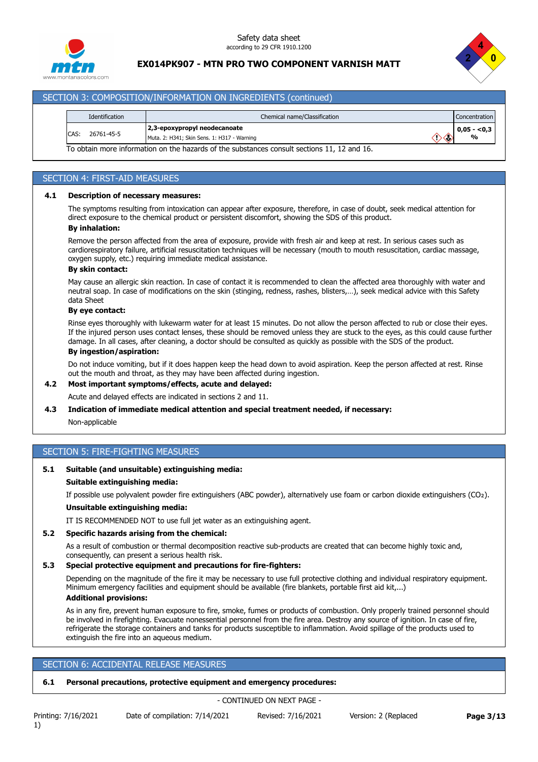## SECTION 3: COMPOSITION/INFORMATION ON INGREDIENTS (continued)

| Identification | Chemical name/Classification | Concentration |
|---|---|---|
| CAS: 26761-45-5 | **2,3-epoxypropyl neodecanoate**<br>Muta. 2: H341; Skin Sens. 1: H317 - Warning | **0,05 - <0,3 %** |

To obtain more information on the hazards of the substances consult sections 11, 12 and 16.

## SECTION 4: FIRST-AID MEASURES

### 4.1 Description of necessary measures:

The symptoms resulting from intoxication can appear after exposure, therefore, in case of doubt, seek medical attention for direct exposure to the chemical product or persistent discomfort, showing the SDS of this product.

**By inhalation:**

Remove the person affected from the area of exposure, provide with fresh air and keep at rest. In serious cases such as cardiorespiratory failure, artificial resuscitation techniques will be necessary (mouth to mouth resuscitation, cardiac massage, oxygen supply, etc.) requiring immediate medical assistance.

**By skin contact:**

May cause an allergic skin reaction. In case of contact it is recommended to clean the affected area thoroughly with water and neutral soap. In case of modifications on the skin (stinging, redness, rashes, blisters,…), seek medical advice with this Safety data Sheet

**By eye contact:**

Rinse eyes thoroughly with lukewarm water for at least 15 minutes. Do not allow the person affected to rub or close their eyes. If the injured person uses contact lenses, these should be removed unless they are stuck to the eyes, as this could cause further damage. In all cases, after cleaning, a doctor should be consulted as quickly as possible with the SDS of the product.

**By ingestion/aspiration:**

Do not induce vomiting, but if it does happen keep the head down to avoid aspiration. Keep the person affected at rest. Rinse out the mouth and throat, as they may have been affected during ingestion.

### 4.2 Most important symptoms/effects, acute and delayed:

Acute and delayed effects are indicated in sections 2 and 11.

### 4.3 Indication of immediate medical attention and special treatment needed, if necessary:

Non-applicable

## SECTION 5: FIRE-FIGHTING MEASURES

### 5.1 Suitable (and unsuitable) extinguishing media:

**Suitable extinguishing media:**

If possible use polyvalent powder fire extinguishers (ABC powder), alternatively use foam or carbon dioxide extinguishers ($CO_2$).

**Unsuitable extinguishing media:**

IT IS RECOMMENDED NOT to use full jet water as an extinguishing agent.

### 5.2 Specific hazards arising from the chemical:

As a result of combustion or thermal decomposition reactive sub-products are created that can become highly toxic and, consequently, can present a serious health risk.

### 5.3 Special protective equipment and precautions for fire-fighters:

Depending on the magnitude of the fire it may be necessary to use full protective clothing and individual respiratory equipment. Minimum emergency facilities and equipment should be available (fire blankets, portable first aid kit,...)

**Additional provisions:**

As in any fire, prevent human exposure to fire, smoke, fumes or products of combustion. Only properly trained personnel should be involved in firefighting. Evacuate nonessential personnel from the fire area. Destroy any source of ignition. In case of fire, refrigerate the storage containers and tanks for products susceptible to inflammation. Avoid spillage of the products used to extinguish the fire into an aqueous medium.

## SECTION 6: ACCIDENTAL RELEASE MEASURES

### 6.1 Personal precautions, protective equipment and emergency procedures: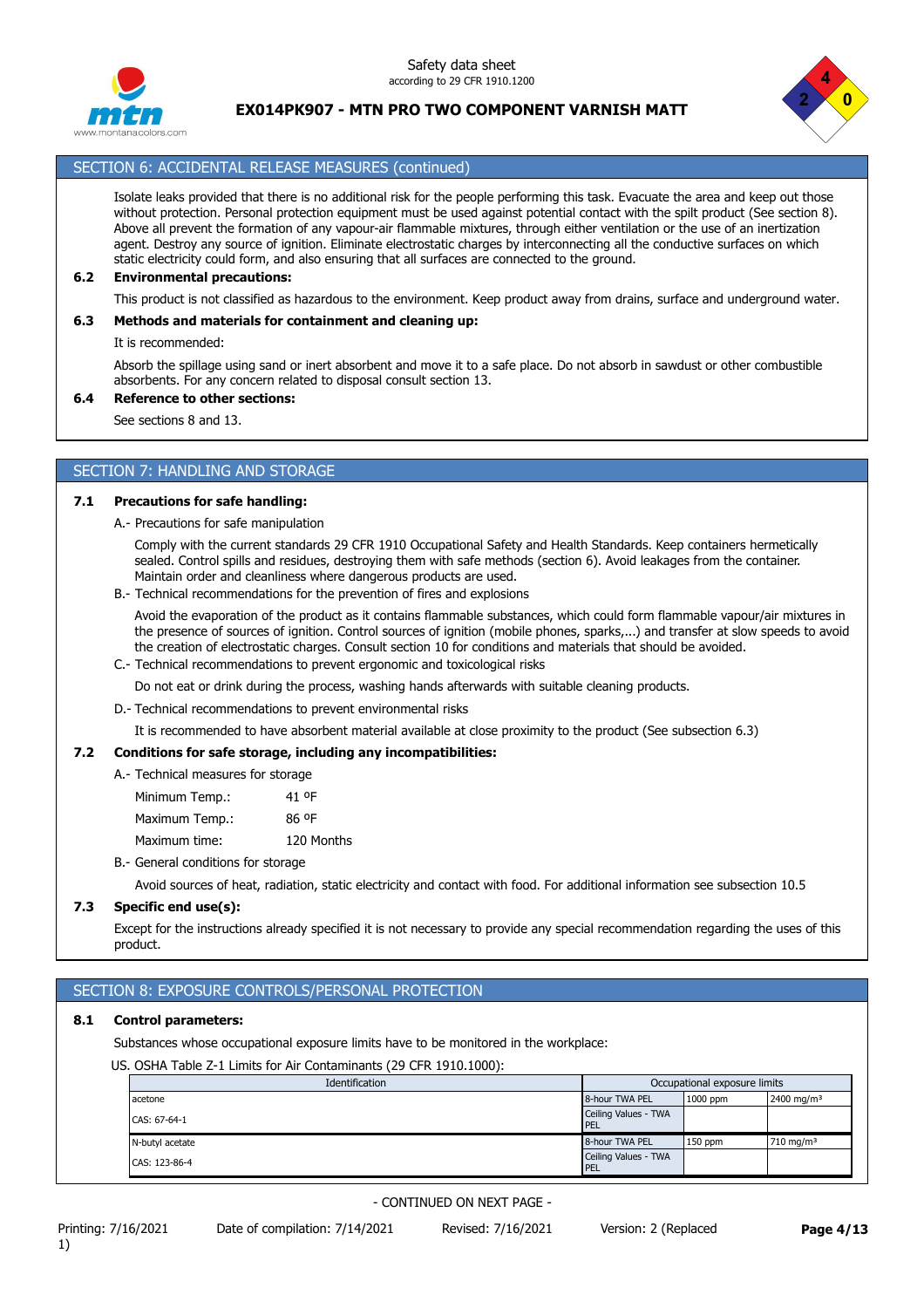## SECTION 6: ACCIDENTAL RELEASE MEASURES (continued)

Isolate leaks provided that there is no additional risk for the people performing this task. Evacuate the area and keep out those without protection. Personal protection equipment must be used against potential contact with the spilt product (See section 8). Above all prevent the formation of any vapour-air flammable mixtures, through either ventilation or the use of an inertization agent. Destroy any source of ignition. Eliminate electrostatic charges by interconnecting all the conductive surfaces on which static electricity could form, and also ensuring that all surfaces are connected to the ground.

**6.2 Environmental precautions:**

This product is not classified as hazardous to the environment. Keep product away from drains, surface and underground water.

**6.3 Methods and materials for containment and cleaning up:**

It is recommended:

Absorb the spillage using sand or inert absorbent and move it to a safe place. Do not absorb in sawdust or other combustible absorbents. For any concern related to disposal consult section 13.

**6.4 Reference to other sections:**

See sections 8 and 13.

## SECTION 7: HANDLING AND STORAGE

**7.1 Precautions for safe handling:**

A.- Precautions for safe manipulation

Comply with the current standards 29 CFR 1910 Occupational Safety and Health Standards. Keep containers hermetically sealed. Control spills and residues, destroying them with safe methods (section 6). Avoid leakages from the container. Maintain order and cleanliness where dangerous products are used.

B.- Technical recommendations for the prevention of fires and explosions

Avoid the evaporation of the product as it contains flammable substances, which could form flammable vapour/air mixtures in the presence of sources of ignition. Control sources of ignition (mobile phones, sparks,...) and transfer at slow speeds to avoid the creation of electrostatic charges. Consult section 10 for conditions and materials that should be avoided.

C.- Technical recommendations to prevent ergonomic and toxicological risks

Do not eat or drink during the process, washing hands afterwards with suitable cleaning products.

D.- Technical recommendations to prevent environmental risks

It is recommended to have absorbent material available at close proximity to the product (See subsection 6.3)

**7.2 Conditions for safe storage, including any incompatibilities:**

A.- Technical measures for storage

| | |
|---|---|
| Minimum Temp.: | 41 ºF |
| Maximum Temp.: | 86 ºF |
| Maximum time: | 120 Months |

B.- General conditions for storage

Avoid sources of heat, radiation, static electricity and contact with food. For additional information see subsection 10.5

**7.3 Specific end use(s):**

Except for the instructions already specified it is not necessary to provide any special recommendation regarding the uses of this product.

## SECTION 8: EXPOSURE CONTROLS/PERSONAL PROTECTION

**8.1 Control parameters:**

Substances whose occupational exposure limits have to be monitored in the workplace:

US. OSHA Table Z-1 Limits for Air Contaminants (29 CFR 1910.1000):

| Identification | Occupational exposure limits | | |
|---|---|---|---|
| acetone | 8-hour TWA PEL | 1000 ppm | 2400 mg/m³ |
| CAS: 67-64-1 | Ceiling Values - TWA PEL | | |
| N-butyl acetate | 8-hour TWA PEL | 150 ppm | 710 mg/m³ |
| CAS: 123-86-4 | Ceiling Values - TWA PEL | | |

- CONTINUED ON NEXT PAGE -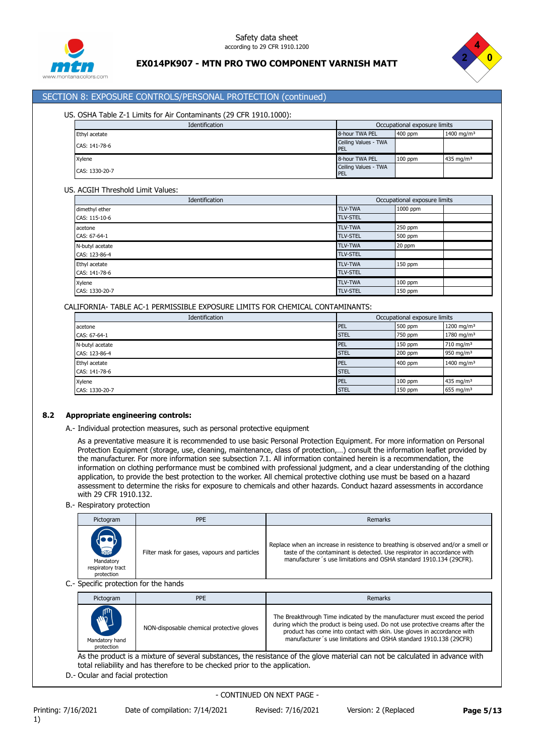## SECTION 8: EXPOSURE CONTROLS/PERSONAL PROTECTION (continued)

US. OSHA Table Z-1 Limits for Air Contaminants (29 CFR 1910.1000):

| Identification | Occupational exposure limits | | |
|---|---|---|---|
| Ethyl acetate | 8-hour TWA PEL | 400 ppm | 1400 mg/m³ |
| CAS: 141-78-6 | Ceiling Values - TWA PEL | | |
| Xylene | 8-hour TWA PEL | 100 ppm | 435 mg/m³ |
| CAS: 1330-20-7 | Ceiling Values - TWA PEL | | |

US. ACGIH Threshold Limit Values:

| Identification | Occupational exposure limits | | |
|---|---|---|---|
| dimethyl ether | TLV-TWA | 1000 ppm | |
| CAS: 115-10-6 | TLV-STEL | | |
| acetone | TLV-TWA | 250 ppm | |
| CAS: 67-64-1 | TLV-STEL | 500 ppm | |
| N-butyl acetate | TLV-TWA | 20 ppm | |
| CAS: 123-86-4 | TLV-STEL | | |
| Ethyl acetate | TLV-TWA | 150 ppm | |
| CAS: 141-78-6 | TLV-STEL | | |
| Xylene | TLV-TWA | 100 ppm | |
| CAS: 1330-20-7 | TLV-STEL | 150 ppm | |

CALIFORNIA- TABLE AC-1 PERMISSIBLE EXPOSURE LIMITS FOR CHEMICAL CONTAMINANTS:

| Identification | Occupational exposure limits | | |
|---|---|---|---|
| acetone | PEL | 500 ppm | 1200 mg/m³ |
| CAS: 67-64-1 | STEL | 750 ppm | 1780 mg/m³ |
| N-butyl acetate | PEL | 150 ppm | 710 mg/m³ |
| CAS: 123-86-4 | STEL | 200 ppm | 950 mg/m³ |
| Ethyl acetate | PEL | 400 ppm | 1400 mg/m³ |
| CAS: 141-78-6 | STEL | | |
| Xylene | PEL | 100 ppm | 435 mg/m³ |
| CAS: 1330-20-7 | STEL | 150 ppm | 655 mg/m³ |

### 8.2 Appropriate engineering controls:

A.- Individual protection measures, such as personal protective equipment

As a preventative measure it is recommended to use basic Personal Protection Equipment. For more information on Personal Protection Equipment (storage, use, cleaning, maintenance, class of protection,…) consult the information leaflet provided by the manufacturer. For more information see subsection 7.1. All information contained herein is a recommendation, the information on clothing performance must be combined with professional judgment, and a clear understanding of the clothing application, to provide the best protection to the worker. All chemical protective clothing use must be based on a hazard assessment to determine the risks for exposure to chemicals and other hazards. Conduct hazard assessments in accordance with 29 CFR 1910.132.

B.- Respiratory protection

| Pictogram | PPE | Remarks |
|---|---|---|
| Mandatory respiratory tract protection | Filter mask for gases, vapours and particles | Replace when an increase in resistence to breathing is observed and/or a smell or taste of the contaminant is detected. Use respirator in accordance with manufacturer´s use limitations and OSHA standard 1910.134 (29CFR). |

C.- Specific protection for the hands

| Pictogram | PPE | Remarks |
|---|---|---|
| Mandatory hand protection | NON-disposable chemical protective gloves | The Breakthrough Time indicated by the manufacturer must exceed the period during which the product is being used. Do not use protective creams after the product has come into contact with skin. Use gloves in accordance with manufacturer´s use limitations and OSHA standard 1910.138 (29CFR) |

As the product is a mixture of several substances, the resistance of the glove material can not be calculated in advance with total reliability and has therefore to be checked prior to the application.

D.- Ocular and facial protection

- CONTINUED ON NEXT PAGE -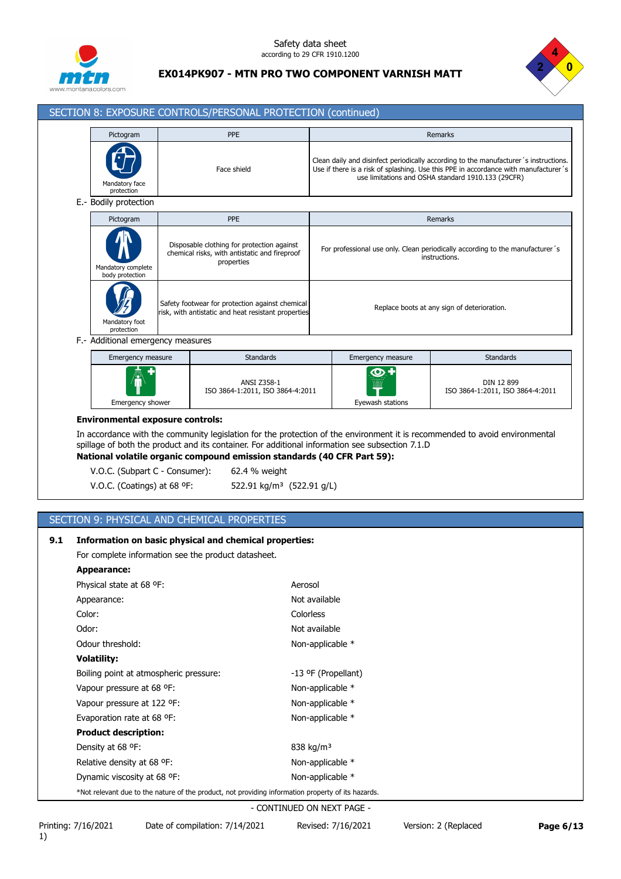## SECTION 8: EXPOSURE CONTROLS/PERSONAL PROTECTION (continued)

| Pictogram | PPE | Remarks |
|---|---|---|
| Mandatory face protection | Face shield | Clean daily and disinfect periodically according to the manufacturer´s instructions. Use if there is a risk of splashing. Use this PPE in accordance with manufacturer´s use limitations and OSHA standard 1910.133 (29CFR) |

E.- Bodily protection

| Pictogram | PPE | Remarks |
|---|---|---|
| Mandatory complete body protection | Disposable clothing for protection against chemical risks, with antistatic and fireproof properties | For professional use only. Clean periodically according to the manufacturer´s instructions. |
| Mandatory foot protection | Safety footwear for protection against chemical risk, with antistatic and heat resistant properties | Replace boots at any sign of deterioration. |

F.- Additional emergency measures

| Emergency measure | Standards | Emergency measure | Standards |
|---|---|---|---|
| Emergency shower | ANSI Z358-1 ISO 3864-1:2011, ISO 3864-4:2011 | Eyewash stations | DIN 12 899 ISO 3864-1:2011, ISO 3864-4:2011 |

**Environmental exposure controls:**

In accordance with the community legislation for the protection of the environment it is recommended to avoid environmental spillage of both the product and its container. For additional information see subsection 7.1.D

**National volatile organic compound emission standards (40 CFR Part 59):**

V.O.C. (Subpart C - Consumer): 62.4 % weight

V.O.C. (Coatings) at 68 ºF: 522.91 kg/m³ (522.91 g/L)

## SECTION 9: PHYSICAL AND CHEMICAL PROPERTIES

**9.1 Information on basic physical and chemical properties:**

For complete information see the product datasheet.

**Appearance:**

| | |
|---|---|
| Physical state at 68 ºF: | Aerosol |
| Appearance: | Not available |
| Color: | Colorless |
| Odor: | Not available |
| Odour threshold: | Non-applicable * |

**Volatility:**

| | |
|---|---|
| Boiling point at atmospheric pressure: | -13 ºF (Propellant) |
| Vapour pressure at 68 ºF: | Non-applicable * |
| Vapour pressure at 122 ºF: | Non-applicable * |
| Evaporation rate at 68 ºF: | Non-applicable * |

**Product description:**

| | |
|---|---|
| Density at 68 ºF: | 838 kg/m³ |
| Relative density at 68 ºF: | Non-applicable * |
| Dynamic viscosity at 68 ºF: | Non-applicable * |

*Not relevant due to the nature of the product, not providing information property of its hazards.

- CONTINUED ON NEXT PAGE -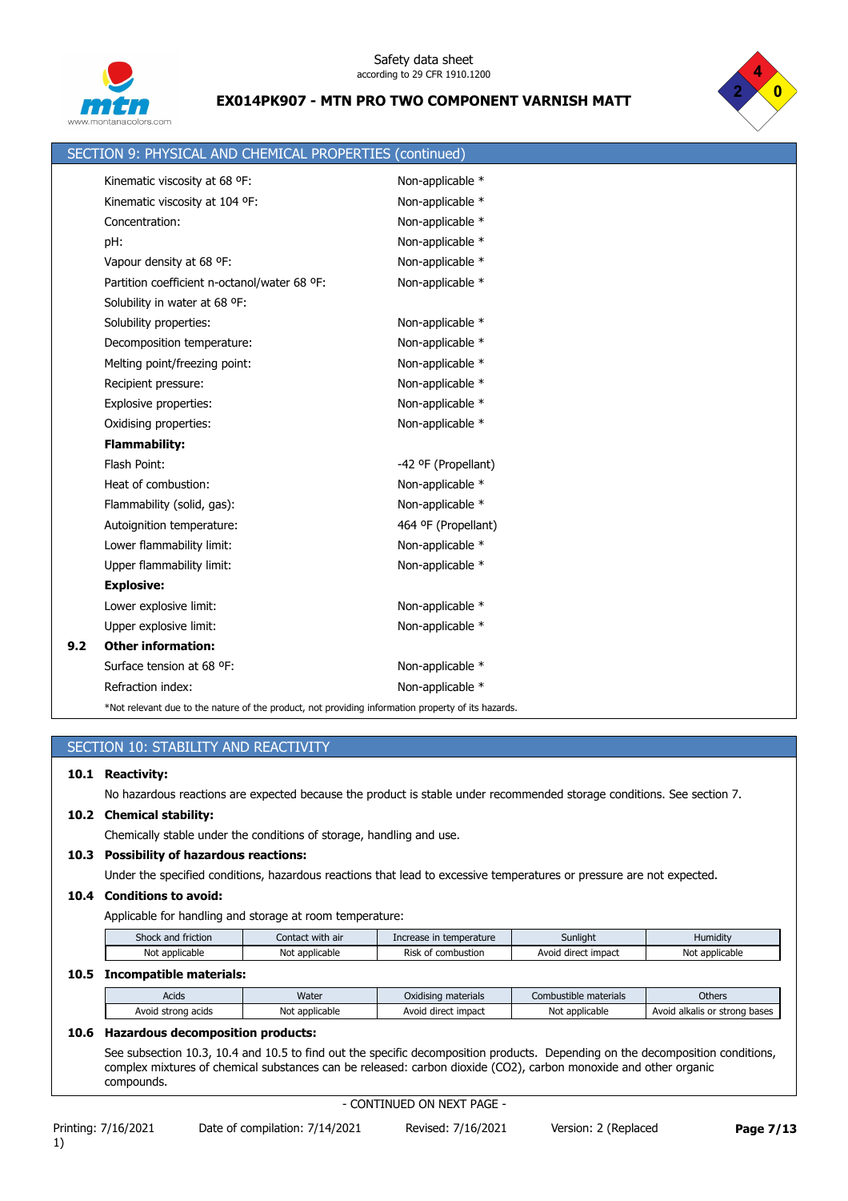## SECTION 9: PHYSICAL AND CHEMICAL PROPERTIES (continued)

| | |
|---|---|
| Kinematic viscosity at 68 ºF: | Non-applicable * |
| Kinematic viscosity at 104 ºF: | Non-applicable * |
| Concentration: | Non-applicable * |
| pH: | Non-applicable * |
| Vapour density at 68 ºF: | Non-applicable * |
| Partition coefficient n-octanol/water 68 ºF: | Non-applicable * |
| Solubility in water at 68 ºF: | |
| Solubility properties: | Non-applicable * |
| Decomposition temperature: | Non-applicable * |
| Melting point/freezing point: | Non-applicable * |
| Recipient pressure: | Non-applicable * |
| Explosive properties: | Non-applicable * |
| Oxidising properties: | Non-applicable * |

**Flammability:**

| | |
|---|---|
| Flash Point: | -42 ºF (Propellant) |
| Heat of combustion: | Non-applicable * |
| Flammability (solid, gas): | Non-applicable * |
| Autoignition temperature: | 464 ºF (Propellant) |
| Lower flammability limit: | Non-applicable * |
| Upper flammability limit: | Non-applicable * |

**Explosive:**

| | |
|---|---|
| Lower explosive limit: | Non-applicable * |
| Upper explosive limit: | Non-applicable * |

**9.2 Other information:**

| | |
|---|---|
| Surface tension at 68 ºF: | Non-applicable * |
| Refraction index: | Non-applicable * |

*Not relevant due to the nature of the product, not providing information property of its hazards.

## SECTION 10: STABILITY AND REACTIVITY

**10.1 Reactivity:**

No hazardous reactions are expected because the product is stable under recommended storage conditions. See section 7.

**10.2 Chemical stability:**

Chemically stable under the conditions of storage, handling and use.

**10.3 Possibility of hazardous reactions:**

Under the specified conditions, hazardous reactions that lead to excessive temperatures or pressure are not expected.

**10.4 Conditions to avoid:**

Applicable for handling and storage at room temperature:

| Shock and friction | Contact with air | Increase in temperature | Sunlight | Humidity |
|---|---|---|---|---|
| Not applicable | Not applicable | Risk of combustion | Avoid direct impact | Not applicable |

**10.5 Incompatible materials:**

| Acids | Water | Oxidising materials | Combustible materials | Others |
|---|---|---|---|---|
| Avoid strong acids | Not applicable | Avoid direct impact | Not applicable | Avoid alkalis or strong bases |

**10.6 Hazardous decomposition products:**

See subsection 10.3, 10.4 and 10.5 to find out the specific decomposition products. Depending on the decomposition conditions, complex mixtures of chemical substances can be released: carbon dioxide ($CO_2$), carbon monoxide and other organic compounds.

- CONTINUED ON NEXT PAGE -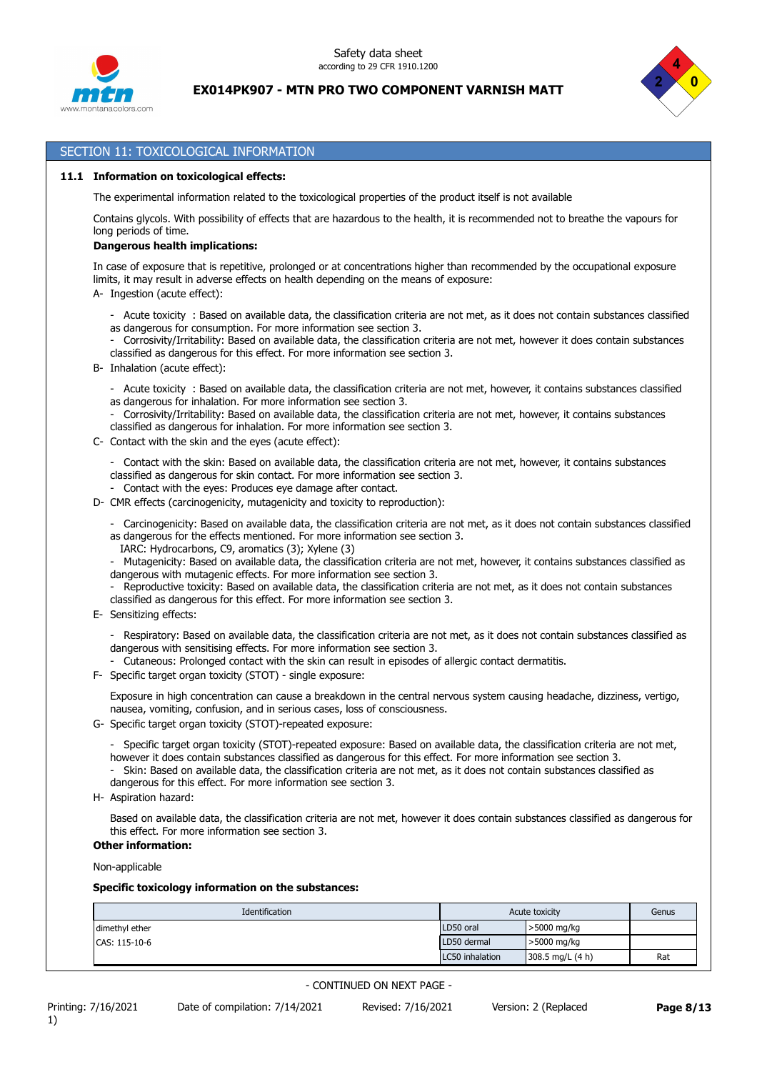## SECTION 11: TOXICOLOGICAL INFORMATION

### 11.1 Information on toxicological effects:

The experimental information related to the toxicological properties of the product itself is not available

Contains glycols. With possibility of effects that are hazardous to the health, it is recommended not to breathe the vapours for long periods of time.

**Dangerous health implications:**

In case of exposure that is repetitive, prolonged or at concentrations higher than recommended by the occupational exposure limits, it may result in adverse effects on health depending on the means of exposure:

A- Ingestion (acute effect):

- Acute toxicity : Based on available data, the classification criteria are not met, as it does not contain substances classified as dangerous for consumption. For more information see section 3.
- Corrosivity/Irritability: Based on available data, the classification criteria are not met, however it does contain substances classified as dangerous for this effect. For more information see section 3.

B- Inhalation (acute effect):

- Acute toxicity : Based on available data, the classification criteria are not met, however, it contains substances classified as dangerous for inhalation. For more information see section 3.
- Corrosivity/Irritability: Based on available data, the classification criteria are not met, however, it contains substances classified as dangerous for inhalation. For more information see section 3.

C- Contact with the skin and the eyes (acute effect):

- Contact with the skin: Based on available data, the classification criteria are not met, however, it contains substances classified as dangerous for skin contact. For more information see section 3.
- Contact with the eyes: Produces eye damage after contact.

D- CMR effects (carcinogenicity, mutagenicity and toxicity to reproduction):

- Carcinogenicity: Based on available data, the classification criteria are not met, as it does not contain substances classified as dangerous for the effects mentioned. For more information see section 3.
  IARC: Hydrocarbons, C9, aromatics (3); Xylene (3)
- Mutagenicity: Based on available data, the classification criteria are not met, however, it contains substances classified as dangerous with mutagenic effects. For more information see section 3.
- Reproductive toxicity: Based on available data, the classification criteria are not met, as it does not contain substances classified as dangerous for this effect. For more information see section 3.

E- Sensitizing effects:

- Respiratory: Based on available data, the classification criteria are not met, as it does not contain substances classified as dangerous with sensitising effects. For more information see section 3.
- Cutaneous: Prolonged contact with the skin can result in episodes of allergic contact dermatitis.

F- Specific target organ toxicity (STOT) - single exposure:

Exposure in high concentration can cause a breakdown in the central nervous system causing headache, dizziness, vertigo, nausea, vomiting, confusion, and in serious cases, loss of consciousness.

G- Specific target organ toxicity (STOT)-repeated exposure:

- Specific target organ toxicity (STOT)-repeated exposure: Based on available data, the classification criteria are not met, however it does contain substances classified as dangerous for this effect. For more information see section 3.
- Skin: Based on available data, the classification criteria are not met, as it does not contain substances classified as dangerous for this effect. For more information see section 3.

H- Aspiration hazard:

Based on available data, the classification criteria are not met, however it does contain substances classified as dangerous for this effect. For more information see section 3.

**Other information:**

Non-applicable

**Specific toxicology information on the substances:**

| Identification | Acute toxicity | | Genus |
|---|---|---|---|
| dimethyl ether | LD50 oral | >5000 mg/kg | |
| CAS: 115-10-6 | LD50 dermal | >5000 mg/kg | |
| | LC50 inhalation | 308.5 mg/L (4 h) | Rat |

- CONTINUED ON NEXT PAGE -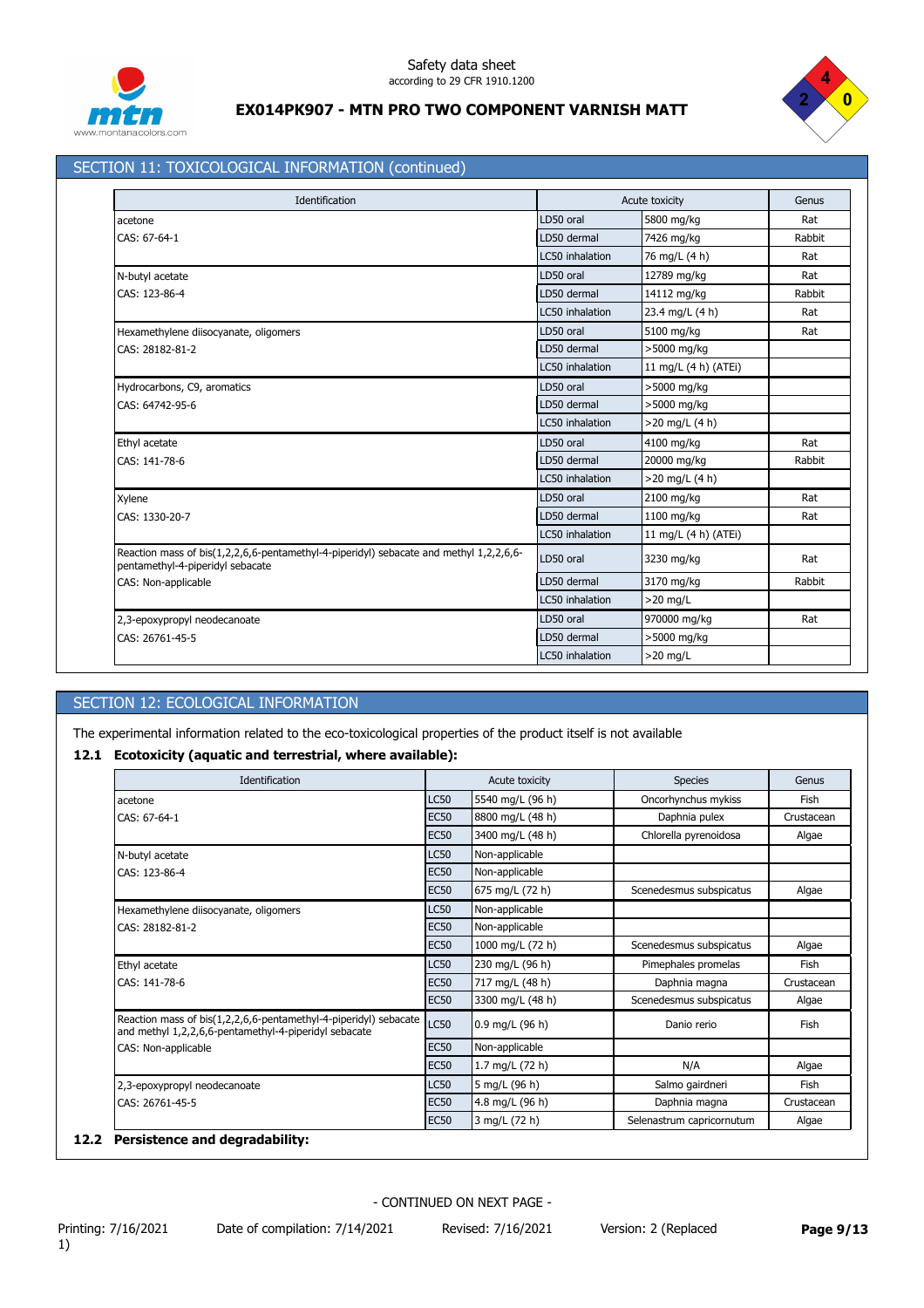## SECTION 11: TOXICOLOGICAL INFORMATION (continued)

| Identification | Acute toxicity | | Genus |
|---|---|---|---|
| acetone | LD50 oral | 5800 mg/kg | Rat |
| CAS: 67-64-1 | LD50 dermal | 7426 mg/kg | Rabbit |
| | LC50 inhalation | 76 mg/L (4 h) | Rat |
| N-butyl acetate | LD50 oral | 12789 mg/kg | Rat |
| CAS: 123-86-4 | LD50 dermal | 14112 mg/kg | Rabbit |
| | LC50 inhalation | 23.4 mg/L (4 h) | Rat |
| Hexamethylene diisocyanate, oligomers | LD50 oral | 5100 mg/kg | Rat |
| CAS: 28182-81-2 | LD50 dermal | >5000 mg/kg | |
| | LC50 inhalation | 11 mg/L (4 h) (ATEi) | |
| Hydrocarbons, C9, aromatics | LD50 oral | >5000 mg/kg | |
| CAS: 64742-95-6 | LD50 dermal | >5000 mg/kg | |
| | LC50 inhalation | >20 mg/L (4 h) | |
| Ethyl acetate | LD50 oral | 4100 mg/kg | Rat |
| CAS: 141-78-6 | LD50 dermal | 20000 mg/kg | Rabbit |
| | LC50 inhalation | >20 mg/L (4 h) | |
| Xylene | LD50 oral | 2100 mg/kg | Rat |
| CAS: 1330-20-7 | LD50 dermal | 1100 mg/kg | Rat |
| | LC50 inhalation | 11 mg/L (4 h) (ATEi) | |
| Reaction mass of bis(1,2,2,6,6-pentamethyl-4-piperidyl) sebacate and methyl 1,2,2,6,6-pentamethyl-4-piperidyl sebacate | LD50 oral | 3230 mg/kg | Rat |
| CAS: Non-applicable | LD50 dermal | 3170 mg/kg | Rabbit |
| | LC50 inhalation | >20 mg/L | |
| 2,3-epoxypropyl neodecanoate | LD50 oral | 970000 mg/kg | Rat |
| CAS: 26761-45-5 | LD50 dermal | >5000 mg/kg | |
| | LC50 inhalation | >20 mg/L | |

## SECTION 12: ECOLOGICAL INFORMATION

The experimental information related to the eco-toxicological properties of the product itself is not available

### 12.1 Ecotoxicity (aquatic and terrestrial, where available):

| Identification | Acute toxicity | | Species | Genus |
|---|---|---|---|---|
| acetone | LC50 | 5540 mg/L (96 h) | Oncorhynchus mykiss | Fish |
| CAS: 67-64-1 | EC50 | 8800 mg/L (48 h) | Daphnia pulex | Crustacean |
| | EC50 | 3400 mg/L (48 h) | Chlorella pyrenoidosa | Algae |
| N-butyl acetate | LC50 | Non-applicable | | |
| CAS: 123-86-4 | EC50 | Non-applicable | | |
| | EC50 | 675 mg/L (72 h) | Scenedesmus subspicatus | Algae |
| Hexamethylene diisocyanate, oligomers | LC50 | Non-applicable | | |
| CAS: 28182-81-2 | EC50 | Non-applicable | | |
| | EC50 | 1000 mg/L (72 h) | Scenedesmus subspicatus | Algae |
| Ethyl acetate | LC50 | 230 mg/L (96 h) | Pimephales promelas | Fish |
| CAS: 141-78-6 | EC50 | 717 mg/L (48 h) | Daphnia magna | Crustacean |
| | EC50 | 3300 mg/L (48 h) | Scenedesmus subspicatus | Algae |
| Reaction mass of bis(1,2,2,6,6-pentamethyl-4-piperidyl) sebacate and methyl 1,2,2,6,6-pentamethyl-4-piperidyl sebacate | LC50 | 0.9 mg/L (96 h) | Danio rerio | Fish |
| CAS: Non-applicable | EC50 | Non-applicable | | |
| | EC50 | 1.7 mg/L (72 h) | N/A | Algae |
| 2,3-epoxypropyl neodecanoate | LC50 | 5 mg/L (96 h) | Salmo gairdneri | Fish |
| CAS: 26761-45-5 | EC50 | 4.8 mg/L (96 h) | Daphnia magna | Crustacean |
| | EC50 | 3 mg/L (72 h) | Selenastrum capricornutum | Algae |

### 12.2 Persistence and degradability: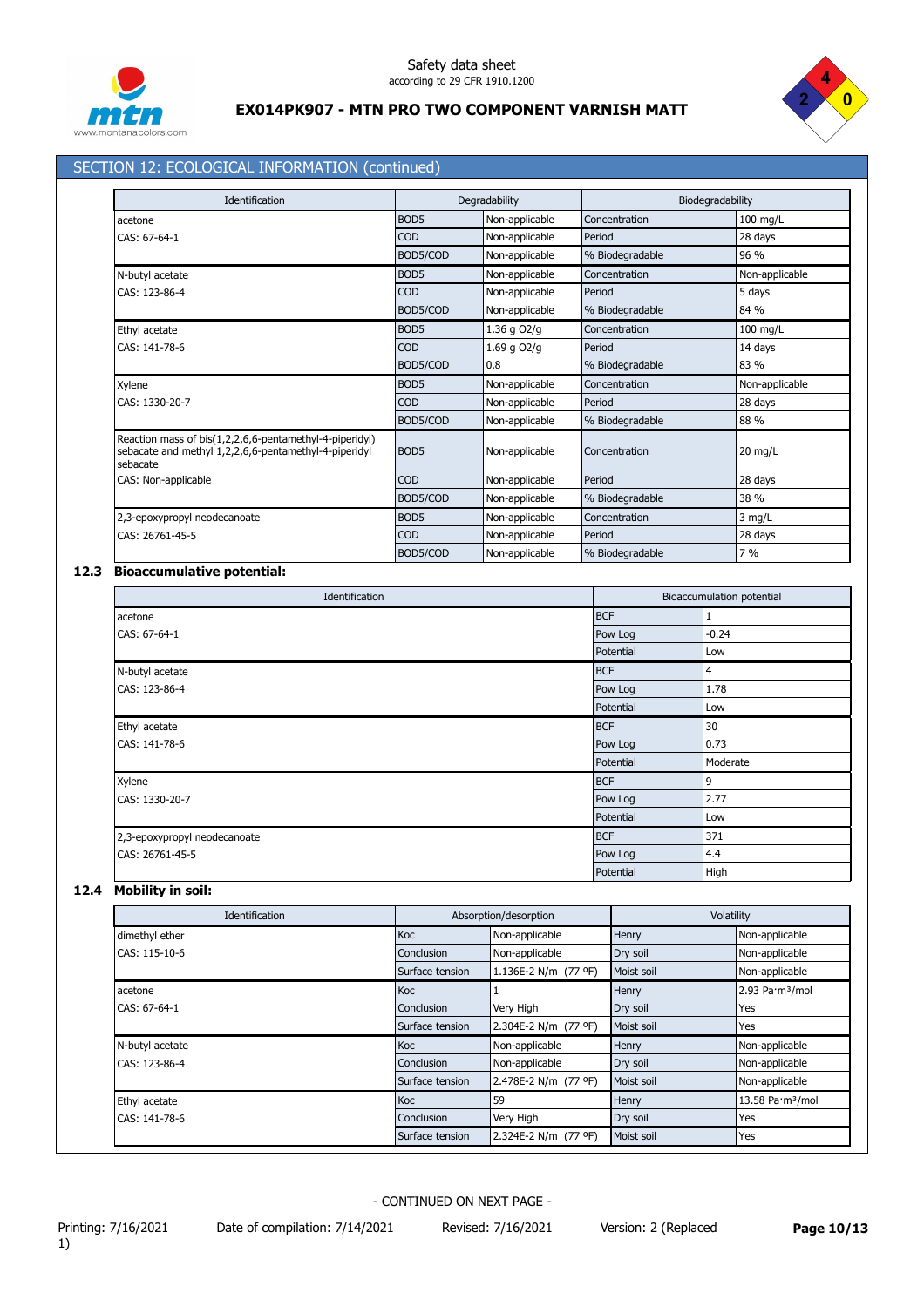## SECTION 12: ECOLOGICAL INFORMATION (continued)

| Identification | Degradability | | Biodegradability | |
|---|---|---|---|---|
| acetone | BOD5 | Non-applicable | Concentration | 100 mg/L |
| CAS: 67-64-1 | COD | Non-applicable | Period | 28 days |
| | BOD5/COD | Non-applicable | % Biodegradable | 96 % |
| N-butyl acetate | BOD5 | Non-applicable | Concentration | Non-applicable |
| CAS: 123-86-4 | COD | Non-applicable | Period | 5 days |
| | BOD5/COD | Non-applicable | % Biodegradable | 84 % |
| Ethyl acetate | BOD5 | 1.36 g O2/g | Concentration | 100 mg/L |
| CAS: 141-78-6 | COD | 1.69 g O2/g | Period | 14 days |
| | BOD5/COD | 0.8 | % Biodegradable | 83 % |
| Xylene | BOD5 | Non-applicable | Concentration | Non-applicable |
| CAS: 1330-20-7 | COD | Non-applicable | Period | 28 days |
| | BOD5/COD | Non-applicable | % Biodegradable | 88 % |
| Reaction mass of bis(1,2,2,6,6-pentamethyl-4-piperidyl) sebacate and methyl 1,2,2,6,6-pentamethyl-4-piperidyl sebacate | BOD5 | Non-applicable | Concentration | 20 mg/L |
| CAS: Non-applicable | COD | Non-applicable | Period | 28 days |
| | BOD5/COD | Non-applicable | % Biodegradable | 38 % |
| 2,3-epoxypropyl neodecanoate | BOD5 | Non-applicable | Concentration | 3 mg/L |
| CAS: 26761-45-5 | COD | Non-applicable | Period | 28 days |
| | BOD5/COD | Non-applicable | % Biodegradable | 7 % |

### 12.3 Bioaccumulative potential:

| Identification | Bioaccumulation potential | |
|---|---|---|
| acetone | BCF | 1 |
| CAS: 67-64-1 | Pow Log | -0.24 |
| | Potential | Low |
| N-butyl acetate | BCF | 4 |
| CAS: 123-86-4 | Pow Log | 1.78 |
| | Potential | Low |
| Ethyl acetate | BCF | 30 |
| CAS: 141-78-6 | Pow Log | 0.73 |
| | Potential | Moderate |
| Xylene | BCF | 9 |
| CAS: 1330-20-7 | Pow Log | 2.77 |
| | Potential | Low |
| 2,3-epoxypropyl neodecanoate | BCF | 371 |
| CAS: 26761-45-5 | Pow Log | 4.4 |
| | Potential | High |

### 12.4 Mobility in soil:

| Identification | Absorption/desorption | | Volatility | |
|---|---|---|---|---|
| dimethyl ether | Koc | Non-applicable | Henry | Non-applicable |
| CAS: 115-10-6 | Conclusion | Non-applicable | Dry soil | Non-applicable |
| | Surface tension | 1.136E-2 N/m (77 ºF) | Moist soil | Non-applicable |
| acetone | Koc | 1 | Henry | 2.93 Pa·m³/mol |
| CAS: 67-64-1 | Conclusion | Very High | Dry soil | Yes |
| | Surface tension | 2.304E-2 N/m (77 ºF) | Moist soil | Yes |
| N-butyl acetate | Koc | Non-applicable | Henry | Non-applicable |
| CAS: 123-86-4 | Conclusion | Non-applicable | Dry soil | Non-applicable |
| | Surface tension | 2.478E-2 N/m (77 ºF) | Moist soil | Non-applicable |
| Ethyl acetate | Koc | 59 | Henry | 13.58 Pa·m³/mol |
| CAS: 141-78-6 | Conclusion | Very High | Dry soil | Yes |
| | Surface tension | 2.324E-2 N/m (77 ºF) | Moist soil | Yes |

- CONTINUED ON NEXT PAGE -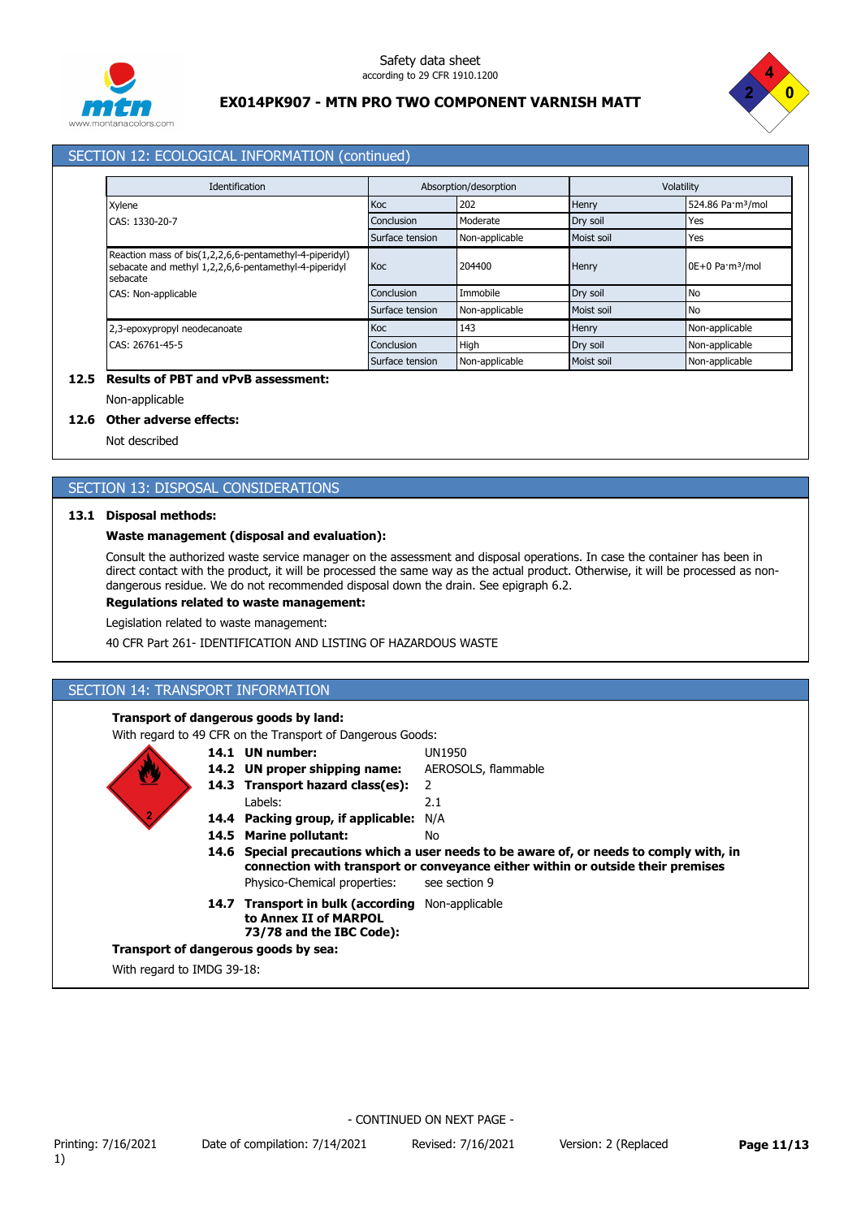## SECTION 12: ECOLOGICAL INFORMATION (continued)

| Identification | Absorption/desorption | | Volatility | |
|---|---|---|---|---|
| Xylene | Koc | 202 | Henry | 524.86 Pa·m³/mol |
| CAS: 1330-20-7 | Conclusion | Moderate | Dry soil | Yes |
| | Surface tension | Non-applicable | Moist soil | Yes |
| Reaction mass of bis(1,2,2,6,6-pentamethyl-4-piperidyl) sebacate and methyl 1,2,2,6,6-pentamethyl-4-piperidyl sebacate | Koc | 204400 | Henry | 0E+0 Pa·m³/mol |
| CAS: Non-applicable | Conclusion | Immobile | Dry soil | No |
| | Surface tension | Non-applicable | Moist soil | No |
| 2,3-epoxypropyl neodecanoate | Koc | 143 | Henry | Non-applicable |
| CAS: 26761-45-5 | Conclusion | High | Dry soil | Non-applicable |
| | Surface tension | Non-applicable | Moist soil | Non-applicable |

**12.5 Results of PBT and vPvB assessment:**

Non-applicable

**12.6 Other adverse effects:**

Not described

## SECTION 13: DISPOSAL CONSIDERATIONS

**13.1 Disposal methods:**

**Waste management (disposal and evaluation):**

Consult the authorized waste service manager on the assessment and disposal operations. In case the container has been in direct contact with the product, it will be processed the same way as the actual product. Otherwise, it will be processed as non-dangerous residue. We do not recommended disposal down the drain. See epigraph 6.2.

**Regulations related to waste management:**

Legislation related to waste management:

40 CFR Part 261- IDENTIFICATION AND LISTING OF HAZARDOUS WASTE

## SECTION 14: TRANSPORT INFORMATION

**Transport of dangerous goods by land:**

With regard to 49 CFR on the Transport of Dangerous Goods:

**14.1 UN number:** UN1950

**14.2 UN proper shipping name:** AEROSOLS, flammable

**14.3 Transport hazard class(es):** 2

Labels: 2.1

**14.4 Packing group, if applicable:** N/A

**14.5 Marine pollutant:** No

**14.6 Special precautions which a user needs to be aware of, or needs to comply with, in connection with transport or conveyance either within or outside their premises**

Physico-Chemical properties: see section 9

**14.7 Transport in bulk (according to Annex II of MARPOL 73/78 and the IBC Code):** Non-applicable

**Transport of dangerous goods by sea:**

With regard to IMDG 39-18: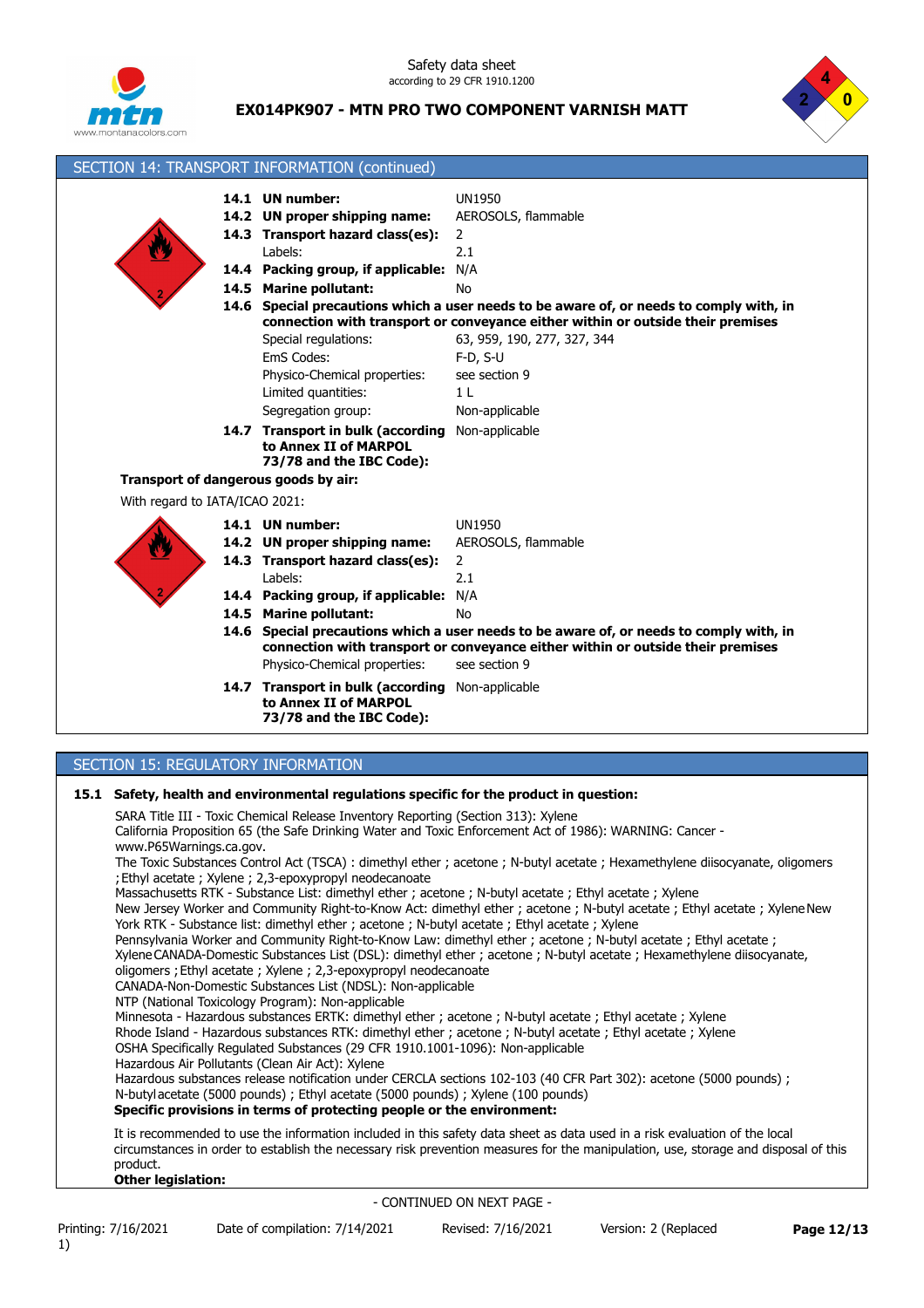## SECTION 14: TRANSPORT INFORMATION (continued)

| | |
|---|---|
| **14.1 UN number:** | UN1950 |
| **14.2 UN proper shipping name:** | AEROSOLS, flammable |
| **14.3 Transport hazard class(es):** | 2 |
| Labels: | 2.1 |
| **14.4 Packing group, if applicable:** | N/A |
| **14.5 Marine pollutant:** | No |

**14.6 Special precautions which a user needs to be aware of, or needs to comply with, in connection with transport or conveyance either within or outside their premises**

| | |
|---|---|
| Special regulations: | 63, 959, 190, 277, 327, 344 |
| EmS Codes: | F-D, S-U |
| Physico-Chemical properties: | see section 9 |
| Limited quantities: | 1 L |
| Segregation group: | Non-applicable |
| **14.7 Transport in bulk (according to Annex II of MARPOL 73/78 and the IBC Code):** | Non-applicable |

**Transport of dangerous goods by air:**

With regard to IATA/ICAO 2021:

| | |
|---|---|
| **14.1 UN number:** | UN1950 |
| **14.2 UN proper shipping name:** | AEROSOLS, flammable |
| **14.3 Transport hazard class(es):** | 2 |
| Labels: | 2.1 |
| **14.4 Packing group, if applicable:** | N/A |
| **14.5 Marine pollutant:** | No |

**14.6 Special precautions which a user needs to be aware of, or needs to comply with, in connection with transport or conveyance either within or outside their premises**

| | |
|---|---|
| Physico-Chemical properties: | see section 9 |
| **14.7 Transport in bulk (according to Annex II of MARPOL 73/78 and the IBC Code):** | Non-applicable |

## SECTION 15: REGULATORY INFORMATION

**15.1 Safety, health and environmental regulations specific for the product in question:**

SARA Title III - Toxic Chemical Release Inventory Reporting (Section 313): Xylene
California Proposition 65 (the Safe Drinking Water and Toxic Enforcement Act of 1986): WARNING: Cancer - www.P65Warnings.ca.gov.
The Toxic Substances Control Act (TSCA) : dimethyl ether ; acetone ; N-butyl acetate ; Hexamethylene diisocyanate, oligomers ; Ethyl acetate ; Xylene ; 2,3-epoxypropyl neodecanoate
Massachusetts RTK - Substance List: dimethyl ether ; acetone ; N-butyl acetate ; Ethyl acetate ; Xylene
New Jersey Worker and Community Right-to-Know Act: dimethyl ether ; acetone ; N-butyl acetate ; Ethyl acetate ; Xylene
New York RTK - Substance list: dimethyl ether ; acetone ; N-butyl acetate ; Ethyl acetate ; Xylene
Pennsylvania Worker and Community Right-to-Know Law: dimethyl ether ; acetone ; N-butyl acetate ; Ethyl acetate ; Xylene
CANADA-Domestic Substances List (DSL): dimethyl ether ; acetone ; N-butyl acetate ; Hexamethylene diisocyanate, oligomers ; Ethyl acetate ; Xylene ; 2,3-epoxypropyl neodecanoate
CANADA-Non-Domestic Substances List (NDSL): Non-applicable
NTP (National Toxicology Program): Non-applicable
Minnesota - Hazardous substances ERTK: dimethyl ether ; acetone ; N-butyl acetate ; Ethyl acetate ; Xylene
Rhode Island - Hazardous substances RTK: dimethyl ether ; acetone ; N-butyl acetate ; Ethyl acetate ; Xylene
OSHA Specifically Regulated Substances (29 CFR 1910.1001-1096): Non-applicable
Hazardous Air Pollutants (Clean Air Act): Xylene
Hazardous substances release notification under CERCLA sections 102-103 (40 CFR Part 302): acetone (5000 pounds) ; N-butyl acetate (5000 pounds) ; Ethyl acetate (5000 pounds) ; Xylene (100 pounds)

**Specific provisions in terms of protecting people or the environment:**

It is recommended to use the information included in this safety data sheet as data used in a risk evaluation of the local circumstances in order to establish the necessary risk prevention measures for the manipulation, use, storage and disposal of this product.

**Other legislation:**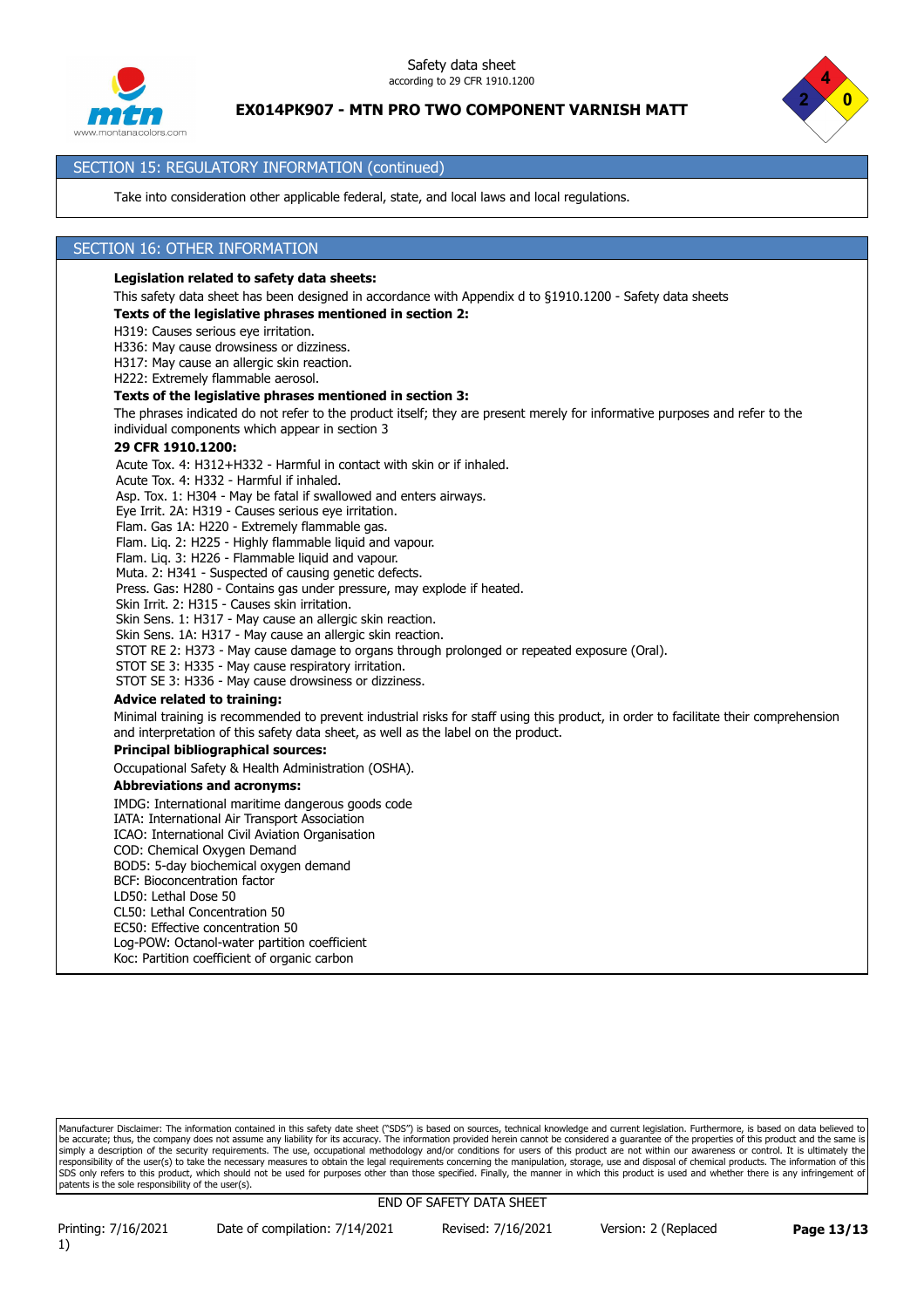## SECTION 15: REGULATORY INFORMATION (continued)

Take into consideration other applicable federal, state, and local laws and local regulations.

## SECTION 16: OTHER INFORMATION

**Legislation related to safety data sheets:**

This safety data sheet has been designed in accordance with Appendix d to §1910.1200 - Safety data sheets

**Texts of the legislative phrases mentioned in section 2:**

H319: Causes serious eye irritation.
H336: May cause drowsiness or dizziness.
H317: May cause an allergic skin reaction.
H222: Extremely flammable aerosol.

**Texts of the legislative phrases mentioned in section 3:**

The phrases indicated do not refer to the product itself; they are present merely for informative purposes and refer to the individual components which appear in section 3

**29 CFR 1910.1200:**

Acute Tox. 4: H312+H332 - Harmful in contact with skin or if inhaled.
Acute Tox. 4: H332 - Harmful if inhaled.
Asp. Tox. 1: H304 - May be fatal if swallowed and enters airways.
Eye Irrit. 2A: H319 - Causes serious eye irritation.
Flam. Gas 1A: H220 - Extremely flammable gas.
Flam. Liq. 2: H225 - Highly flammable liquid and vapour.
Flam. Liq. 3: H226 - Flammable liquid and vapour.
Muta. 2: H341 - Suspected of causing genetic defects.
Press. Gas: H280 - Contains gas under pressure, may explode if heated.
Skin Irrit. 2: H315 - Causes skin irritation.
Skin Sens. 1: H317 - May cause an allergic skin reaction.
Skin Sens. 1A: H317 - May cause an allergic skin reaction.
STOT RE 2: H373 - May cause damage to organs through prolonged or repeated exposure (Oral).
STOT SE 3: H335 - May cause respiratory irritation.
STOT SE 3: H336 - May cause drowsiness or dizziness.

**Advice related to training:**

Minimal training is recommended to prevent industrial risks for staff using this product, in order to facilitate their comprehension and interpretation of this safety data sheet, as well as the label on the product.

**Principal bibliographical sources:**

Occupational Safety & Health Administration (OSHA).

**Abbreviations and acronyms:**

IMDG: International maritime dangerous goods code
IATA: International Air Transport Association
ICAO: International Civil Aviation Organisation
COD: Chemical Oxygen Demand
BOD5: 5-day biochemical oxygen demand
BCF: Bioconcentration factor
LD50: Lethal Dose 50
CL50: Lethal Concentration 50
EC50: Effective concentration 50
Log-POW: Octanol-water partition coefficient
Koc: Partition coefficient of organic carbon

Manufacturer Disclaimer: The information contained in this safety date sheet ("SDS") is based on sources, technical knowledge and current legislation. Furthermore, is based on data believed to be accurate; thus, the company does not assume any liability for its accuracy. The information provided herein cannot be considered a guarantee of the properties of this product and the same is simply a description of the security requirements. The use, occupational methodology and/or conditions for users of this product are not within our awareness or control. It is ultimately the responsibility of the user(s) to take the necessary measures to obtain the legal requirements concerning the manipulation, storage, use and disposal of chemical products. The information of this SDS only refers to this product, which should not be used for purposes other than those specified. Finally, the manner in which this product is used and whether there is any infringement of patents is the sole responsibility of the user(s).

END OF SAFETY DATA SHEET